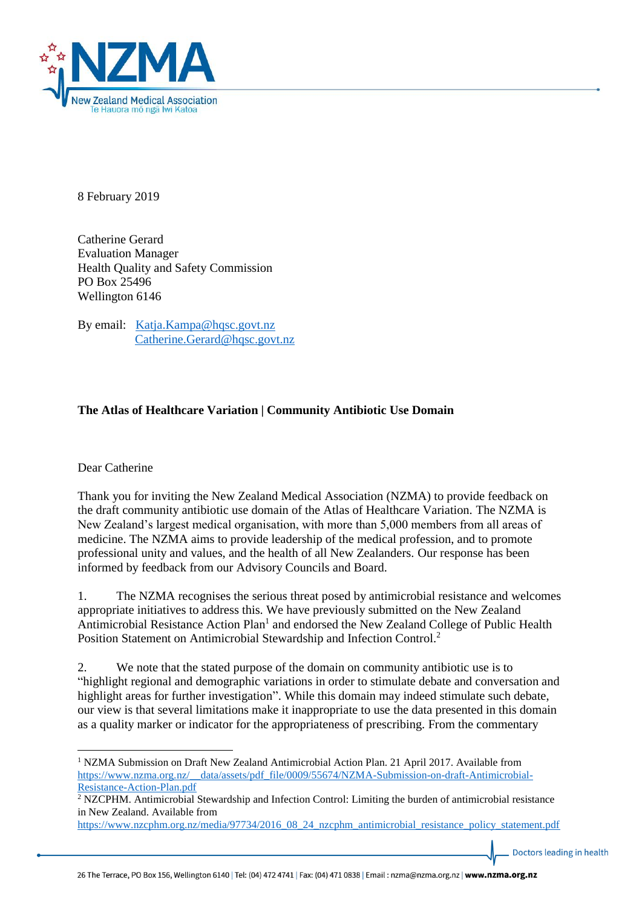8 February 2019

Catherine Gerard
Evaluation Manager
Health Quality and Safety Commission
PO Box 25496
Wellington 6146

By email: Katja.Kampa@hqsc.govt.nz
Catherine.Gerard@hqsc.govt.nz

**The Atlas of Healthcare Variation | Community Antibiotic Use Domain**

Dear Catherine

Thank you for inviting the New Zealand Medical Association (NZMA) to provide feedback on the draft community antibiotic use domain of the Atlas of Healthcare Variation. The NZMA is New Zealand's largest medical organisation, with more than 5,000 members from all areas of medicine. The NZMA aims to provide leadership of the medical profession, and to promote professional unity and values, and the health of all New Zealanders. Our response has been informed by feedback from our Advisory Councils and Board.

1. The NZMA recognises the serious threat posed by antimicrobial resistance and welcomes appropriate initiatives to address this. We have previously submitted on the New Zealand Antimicrobial Resistance Action Plan[1] and endorsed the New Zealand College of Public Health Position Statement on Antimicrobial Stewardship and Infection Control.[2]

2. We note that the stated purpose of the domain on community antibiotic use is to "highlight regional and demographic variations in order to stimulate debate and conversation and highlight areas for further investigation". While this domain may indeed stimulate such debate, our view is that several limitations make it inappropriate to use the data presented in this domain as a quality marker or indicator for the appropriateness of prescribing. From the commentary

[1] NZMA Submission on Draft New Zealand Antimicrobial Action Plan. 21 April 2017. Available from https://www.nzma.org.nz/__data/assets/pdf_file/0009/55674/NZMA-Submission-on-draft-Antimicrobial-Resistance-Action-Plan.pdf

[2] NZCPHM. Antimicrobial Stewardship and Infection Control: Limiting the burden of antimicrobial resistance in New Zealand. Available from https://www.nzcphm.org.nz/media/97734/2016_08_24_nzcphm_antimicrobial_resistance_policy_statement.pdf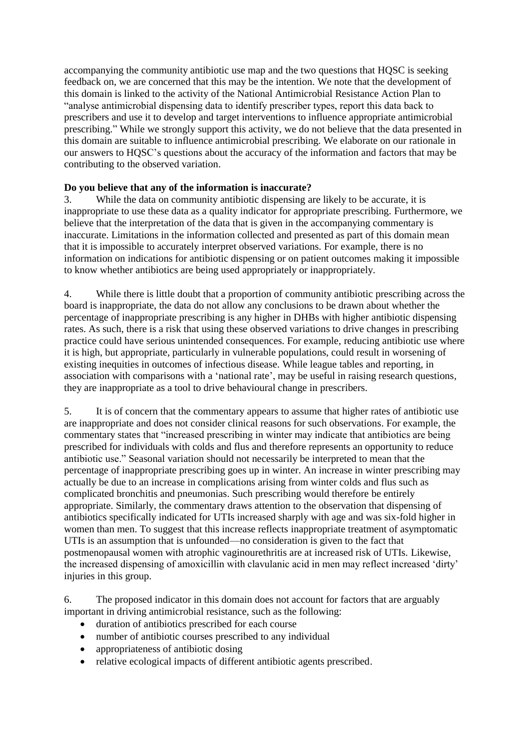accompanying the community antibiotic use map and the two questions that HQSC is seeking feedback on, we are concerned that this may be the intention. We note that the development of this domain is linked to the activity of the National Antimicrobial Resistance Action Plan to "analyse antimicrobial dispensing data to identify prescriber types, report this data back to prescribers and use it to develop and target interventions to influence appropriate antimicrobial prescribing." While we strongly support this activity, we do not believe that the data presented in this domain are suitable to influence antimicrobial prescribing. We elaborate on our rationale in our answers to HQSC's questions about the accuracy of the information and factors that may be contributing to the observed variation.

**Do you believe that any of the information is inaccurate?**

3. While the data on community antibiotic dispensing are likely to be accurate, it is inappropriate to use these data as a quality indicator for appropriate prescribing. Furthermore, we believe that the interpretation of the data that is given in the accompanying commentary is inaccurate. Limitations in the information collected and presented as part of this domain mean that it is impossible to accurately interpret observed variations. For example, there is no information on indications for antibiotic dispensing or on patient outcomes making it impossible to know whether antibiotics are being used appropriately or inappropriately.

4. While there is little doubt that a proportion of community antibiotic prescribing across the board is inappropriate, the data do not allow any conclusions to be drawn about whether the percentage of inappropriate prescribing is any higher in DHBs with higher antibiotic dispensing rates. As such, there is a risk that using these observed variations to drive changes in prescribing practice could have serious unintended consequences. For example, reducing antibiotic use where it is high, but appropriate, particularly in vulnerable populations, could result in worsening of existing inequities in outcomes of infectious disease. While league tables and reporting, in association with comparisons with a 'national rate', may be useful in raising research questions, they are inappropriate as a tool to drive behavioural change in prescribers.

5. It is of concern that the commentary appears to assume that higher rates of antibiotic use are inappropriate and does not consider clinical reasons for such observations. For example, the commentary states that "increased prescribing in winter may indicate that antibiotics are being prescribed for individuals with colds and flus and therefore represents an opportunity to reduce antibiotic use." Seasonal variation should not necessarily be interpreted to mean that the percentage of inappropriate prescribing goes up in winter. An increase in winter prescribing may actually be due to an increase in complications arising from winter colds and flus such as complicated bronchitis and pneumonias. Such prescribing would therefore be entirely appropriate. Similarly, the commentary draws attention to the observation that dispensing of antibiotics specifically indicated for UTIs increased sharply with age and was six-fold higher in women than men. To suggest that this increase reflects inappropriate treatment of asymptomatic UTIs is an assumption that is unfounded—no consideration is given to the fact that postmenopausal women with atrophic vaginourethritis are at increased risk of UTIs. Likewise, the increased dispensing of amoxicillin with clavulanic acid in men may reflect increased 'dirty' injuries in this group.

6. The proposed indicator in this domain does not account for factors that are arguably important in driving antimicrobial resistance, such as the following:

- duration of antibiotics prescribed for each course
- number of antibiotic courses prescribed to any individual
- appropriateness of antibiotic dosing
- relative ecological impacts of different antibiotic agents prescribed.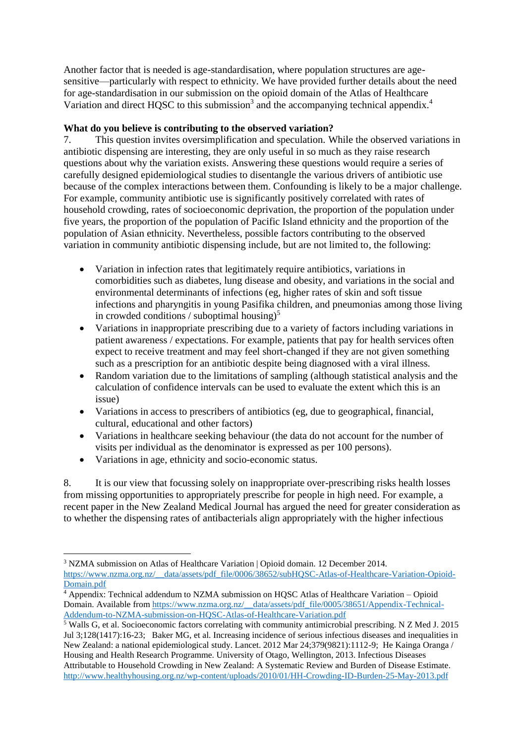Another factor that is needed is age-standardisation, where population structures are age-sensitive—particularly with respect to ethnicity. We have provided further details about the need for age-standardisation in our submission on the opioid domain of the Atlas of Healthcare Variation and direct HQSC to this submission[3] and the accompanying technical appendix.[4]

**What do you believe is contributing to the observed variation?**

7. This question invites oversimplification and speculation. While the observed variations in antibiotic dispensing are interesting, they are only useful in so much as they raise research questions about why the variation exists. Answering these questions would require a series of carefully designed epidemiological studies to disentangle the various drivers of antibiotic use because of the complex interactions between them. Confounding is likely to be a major challenge. For example, community antibiotic use is significantly positively correlated with rates of household crowding, rates of socioeconomic deprivation, the proportion of the population under five years, the proportion of the population of Pacific Island ethnicity and the proportion of the population of Asian ethnicity. Nevertheless, possible factors contributing to the observed variation in community antibiotic dispensing include, but are not limited to, the following:

- Variation in infection rates that legitimately require antibiotics, variations in comorbidities such as diabetes, lung disease and obesity, and variations in the social and environmental determinants of infections (eg, higher rates of skin and soft tissue infections and pharyngitis in young Pasifika children, and pneumonias among those living in crowded conditions / suboptimal housing)[5]
- Variations in inappropriate prescribing due to a variety of factors including variations in patient awareness / expectations. For example, patients that pay for health services often expect to receive treatment and may feel short-changed if they are not given something such as a prescription for an antibiotic despite being diagnosed with a viral illness.
- Random variation due to the limitations of sampling (although statistical analysis and the calculation of confidence intervals can be used to evaluate the extent which this is an issue)
- Variations in access to prescribers of antibiotics (eg, due to geographical, financial, cultural, educational and other factors)
- Variations in healthcare seeking behaviour (the data do not account for the number of visits per individual as the denominator is expressed as per 100 persons).
- Variations in age, ethnicity and socio-economic status.

8. It is our view that focussing solely on inappropriate over-prescribing risks health losses from missing opportunities to appropriately prescribe for people in high need. For example, a recent paper in the New Zealand Medical Journal has argued the need for greater consideration as to whether the dispensing rates of antibacterials align appropriately with the higher infectious

---

[3] NZMA submission on Atlas of Healthcare Variation | Opioid domain. 12 December 2014. https://www.nzma.org.nz/__data/assets/pdf_file/0006/38652/subHQSC-Atlas-of-Healthcare-Variation-Opioid-Domain.pdf

[4] Appendix: Technical addendum to NZMA submission on HQSC Atlas of Healthcare Variation – Opioid Domain. Available from https://www.nzma.org.nz/__data/assets/pdf_file/0005/38651/Appendix-Technical-Addendum-to-NZMA-submission-on-HQSC-Atlas-of-Healthcare-Variation.pdf

[5] Walls G, et al. Socioeconomic factors correlating with community antimicrobial prescribing. N Z Med J. 2015 Jul 3;128(1417):16-23; Baker MG, et al. Increasing incidence of serious infectious diseases and inequalities in New Zealand: a national epidemiological study. Lancet. 2012 Mar 24;379(9821):1112-9; He Kainga Oranga / Housing and Health Research Programme. University of Otago, Wellington, 2013. Infectious Diseases Attributable to Household Crowding in New Zealand: A Systematic Review and Burden of Disease Estimate. http://www.healthyhousing.org.nz/wp-content/uploads/2010/01/HH-Crowding-ID-Burden-25-May-2013.pdf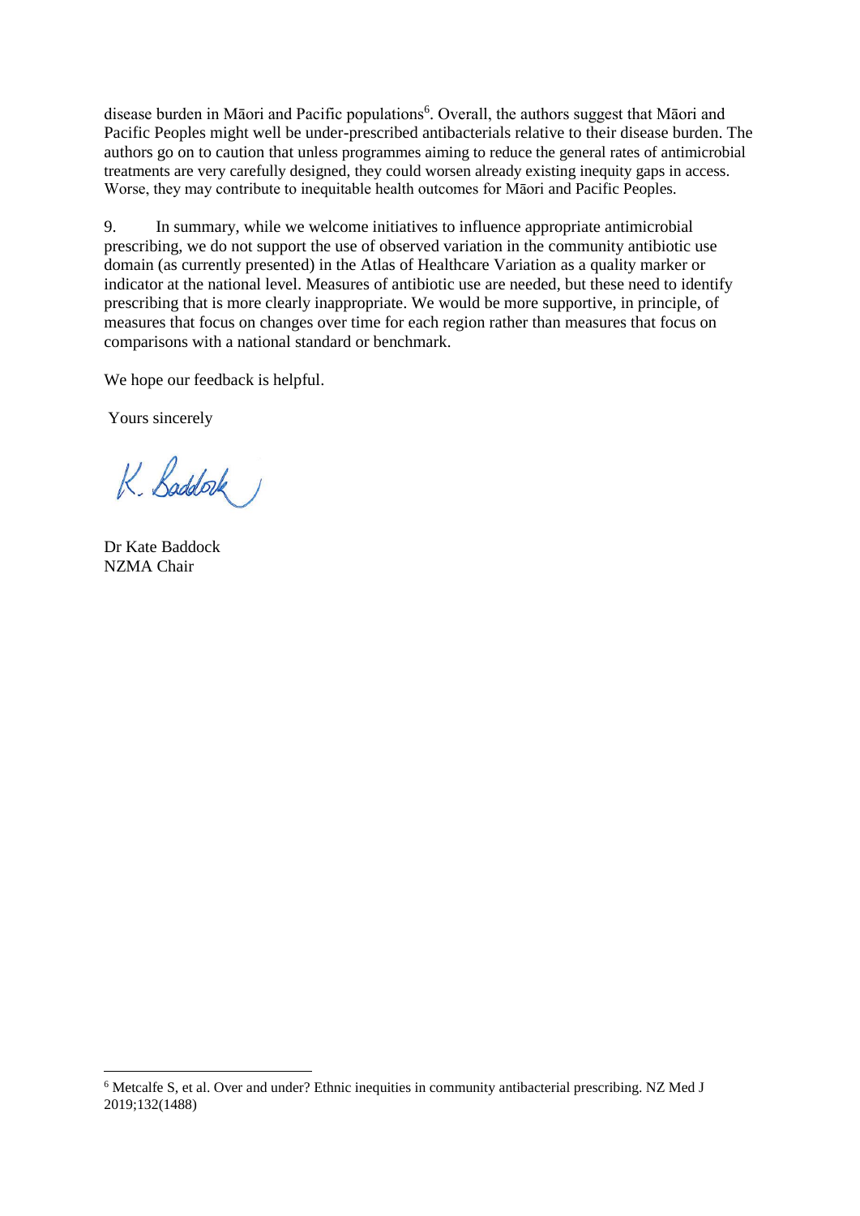disease burden in Māori and Pacific populations[6]. Overall, the authors suggest that Māori and Pacific Peoples might well be under-prescribed antibacterials relative to their disease burden. The authors go on to caution that unless programmes aiming to reduce the general rates of antimicrobial treatments are very carefully designed, they could worsen already existing inequity gaps in access. Worse, they may contribute to inequitable health outcomes for Māori and Pacific Peoples.

9. In summary, while we welcome initiatives to influence appropriate antimicrobial prescribing, we do not support the use of observed variation in the community antibiotic use domain (as currently presented) in the Atlas of Healthcare Variation as a quality marker or indicator at the national level. Measures of antibiotic use are needed, but these need to identify prescribing that is more clearly inappropriate. We would be more supportive, in principle, of measures that focus on changes over time for each region rather than measures that focus on comparisons with a national standard or benchmark.

We hope our feedback is helpful.

Yours sincerely

K. Baddock

Dr Kate Baddock
NZMA Chair

[6] Metcalfe S, et al. Over and under? Ethnic inequities in community antibacterial prescribing. NZ Med J 2019;132(1488)